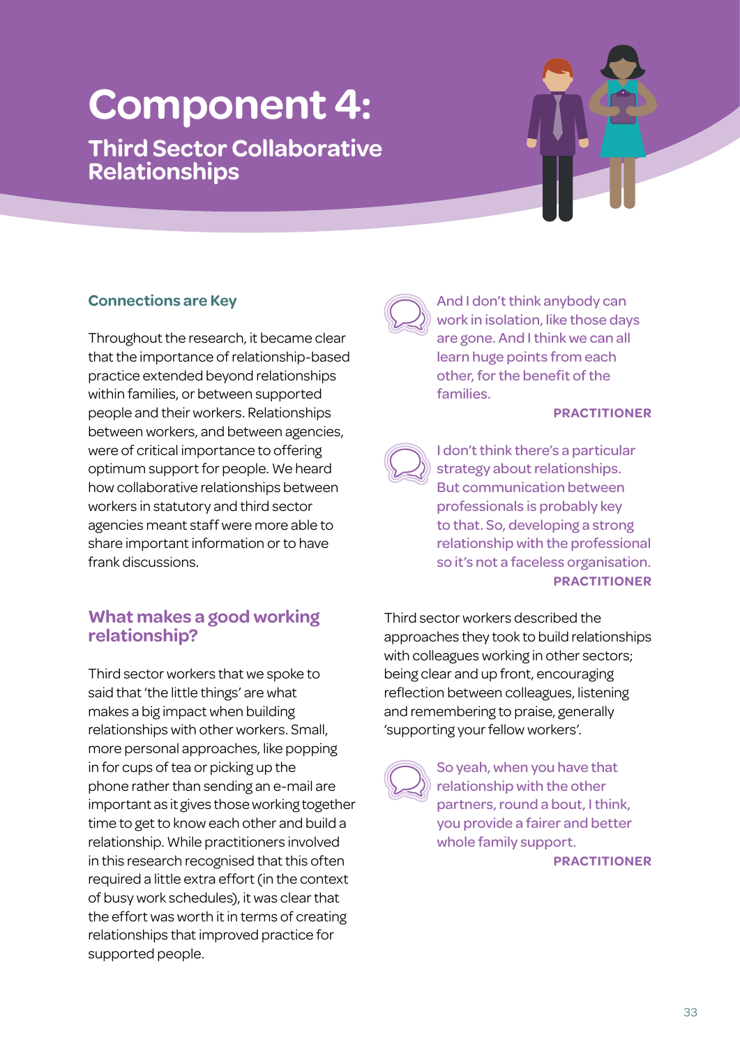# Component 4:

## Third Sector Collaborative Relationships

### Connections are Key

Throughout the research, it became clear that the importance of relationship-based practice extended beyond relationships within families, or between supported people and their workers. Relationships between workers, and between agencies, were of critical importance to offering optimum support for people. We heard how collaborative relationships between workers in statutory and third sector agencies meant staff were more able to share important information or to have frank discussions.

> And I don't think anybody can work in isolation, like those days are gone. And I think we can all learn huge points from each other, for the benefit of the families.
>
> **PRACTITIONER**

> I don't think there's a particular strategy about relationships. But communication between professionals is probably key to that. So, developing a strong relationship with the professional so it's not a faceless organisation.
>
> **PRACTITIONER**

### What makes a good working relationship?

Third sector workers that we spoke to said that 'the little things' are what makes a big impact when building relationships with other workers. Small, more personal approaches, like popping in for cups of tea or picking up the phone rather than sending an e-mail are important as it gives those working together time to get to know each other and build a relationship. While practitioners involved in this research recognised that this often required a little extra effort (in the context of busy work schedules), it was clear that the effort was worth it in terms of creating relationships that improved practice for supported people.

Third sector workers described the approaches they took to build relationships with colleagues working in other sectors; being clear and up front, encouraging reflection between colleagues, listening and remembering to praise, generally 'supporting your fellow workers'.

> So yeah, when you have that relationship with the other partners, round a bout, I think, you provide a fairer and better whole family support.
>
> **PRACTITIONER**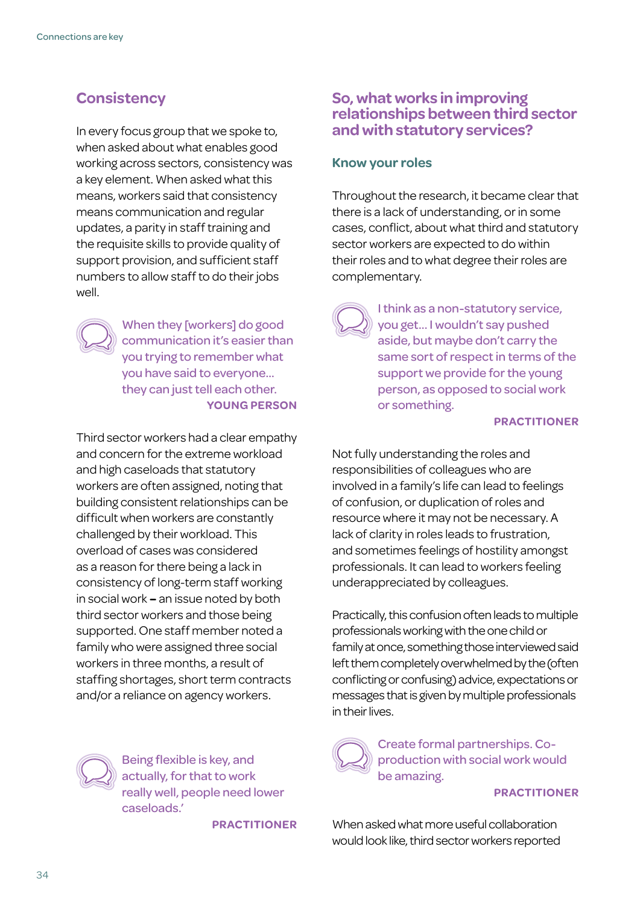## Consistency

In every focus group that we spoke to, when asked about what enables good working across sectors, consistency was a key element. When asked what this means, workers said that consistency means communication and regular updates, a parity in staff training and the requisite skills to provide quality of support provision, and sufficient staff numbers to allow staff to do their jobs well.

> When they [workers] do good communication it's easier than you trying to remember what you have said to everyone... they can just tell each other.
>
> **YOUNG PERSON**

Third sector workers had a clear empathy and concern for the extreme workload and high caseloads that statutory workers are often assigned, noting that building consistent relationships can be difficult when workers are constantly challenged by their workload. This overload of cases was considered as a reason for there being a lack in consistency of long-term staff working in social work – an issue noted by both third sector workers and those being supported. One staff member noted a family who were assigned three social workers in three months, a result of staffing shortages, short term contracts and/or a reliance on agency workers.

> Being flexible is key, and actually, for that to work really well, people need lower caseloads.'
>
> **PRACTITIONER**

## So, what works in improving relationships between third sector and with statutory services?

### Know your roles

Throughout the research, it became clear that there is a lack of understanding, or in some cases, conflict, about what third and statutory sector workers are expected to do within their roles and to what degree their roles are complementary.

> I think as a non-statutory service, you get... I wouldn't say pushed aside, but maybe don't carry the same sort of respect in terms of the support we provide for the young person, as opposed to social work or something.
>
> **PRACTITIONER**

Not fully understanding the roles and responsibilities of colleagues who are involved in a family's life can lead to feelings of confusion, or duplication of roles and resource where it may not be necessary. A lack of clarity in roles leads to frustration, and sometimes feelings of hostility amongst professionals. It can lead to workers feeling underappreciated by colleagues.

Practically, this confusion often leads to multiple professionals working with the one child or family at once, something those interviewed said left them completely overwhelmed by the (often conflicting or confusing) advice, expectations or messages that is given by multiple professionals in their lives.

> Create formal partnerships. Co-production with social work would be amazing.
>
> **PRACTITIONER**

When asked what more useful collaboration would look like, third sector workers reported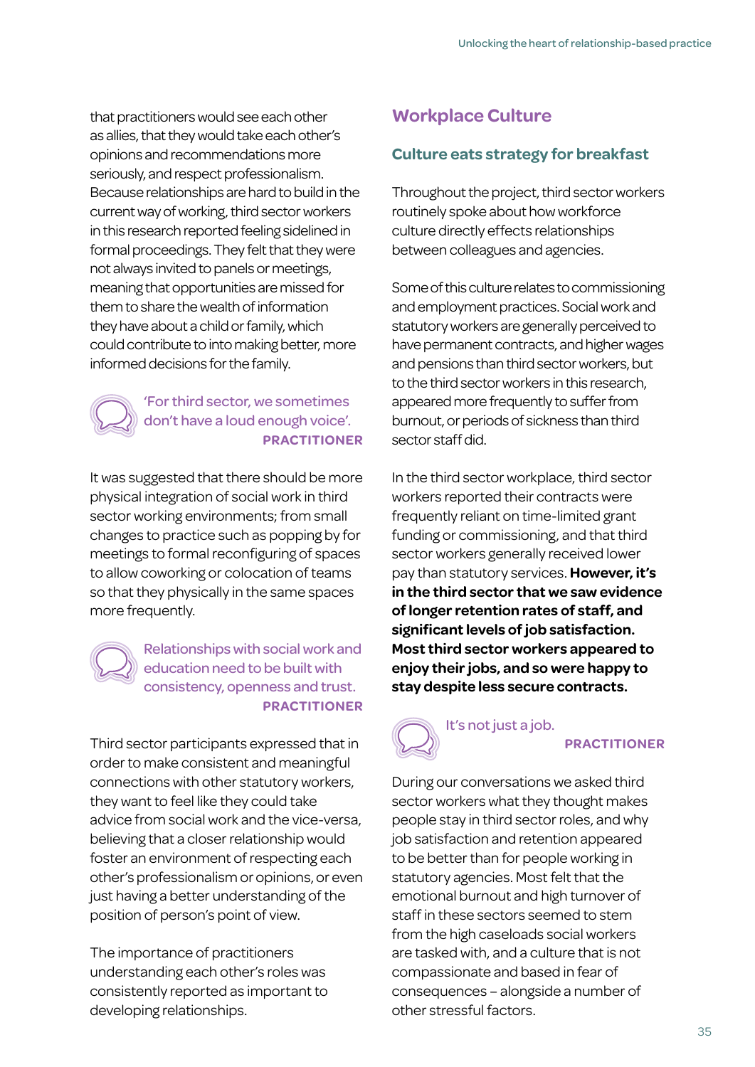that practitioners would see each other as allies, that they would take each other's opinions and recommendations more seriously, and respect professionalism. Because relationships are hard to build in the current way of working, third sector workers in this research reported feeling sidelined in formal proceedings. They felt that they were not always invited to panels or meetings, meaning that opportunities are missed for them to share the wealth of information they have about a child or family, which could contribute to into making better, more informed decisions for the family.

> 'For third sector, we sometimes don't have a loud enough voice'.
> **PRACTITIONER**

It was suggested that there should be more physical integration of social work in third sector working environments; from small changes to practice such as popping by for meetings to formal reconfiguring of spaces to allow coworking or colocation of teams so that they physically in the same spaces more frequently.

> Relationships with social work and education need to be built with consistency, openness and trust.
> **PRACTITIONER**

Third sector participants expressed that in order to make consistent and meaningful connections with other statutory workers, they want to feel like they could take advice from social work and the vice-versa, believing that a closer relationship would foster an environment of respecting each other's professionalism or opinions, or even just having a better understanding of the position of person's point of view.

The importance of practitioners understanding each other's roles was consistently reported as important to developing relationships.

## Workplace Culture

### Culture eats strategy for breakfast

Throughout the project, third sector workers routinely spoke about how workforce culture directly effects relationships between colleagues and agencies.

Some of this culture relates to commissioning and employment practices. Social work and statutory workers are generally perceived to have permanent contracts, and higher wages and pensions than third sector workers, but to the third sector workers in this research, appeared more frequently to suffer from burnout, or periods of sickness than third sector staff did.

In the third sector workplace, third sector workers reported their contracts were frequently reliant on time-limited grant funding or commissioning, and that third sector workers generally received lower pay than statutory services. **However, it's in the third sector that we saw evidence of longer retention rates of staff, and significant levels of job satisfaction. Most third sector workers appeared to enjoy their jobs, and so were happy to stay despite less secure contracts.**

> It's not just a job.
> **PRACTITIONER**

During our conversations we asked third sector workers what they thought makes people stay in third sector roles, and why job satisfaction and retention appeared to be better than for people working in statutory agencies. Most felt that the emotional burnout and high turnover of staff in these sectors seemed to stem from the high caseloads social workers are tasked with, and a culture that is not compassionate and based in fear of consequences – alongside a number of other stressful factors.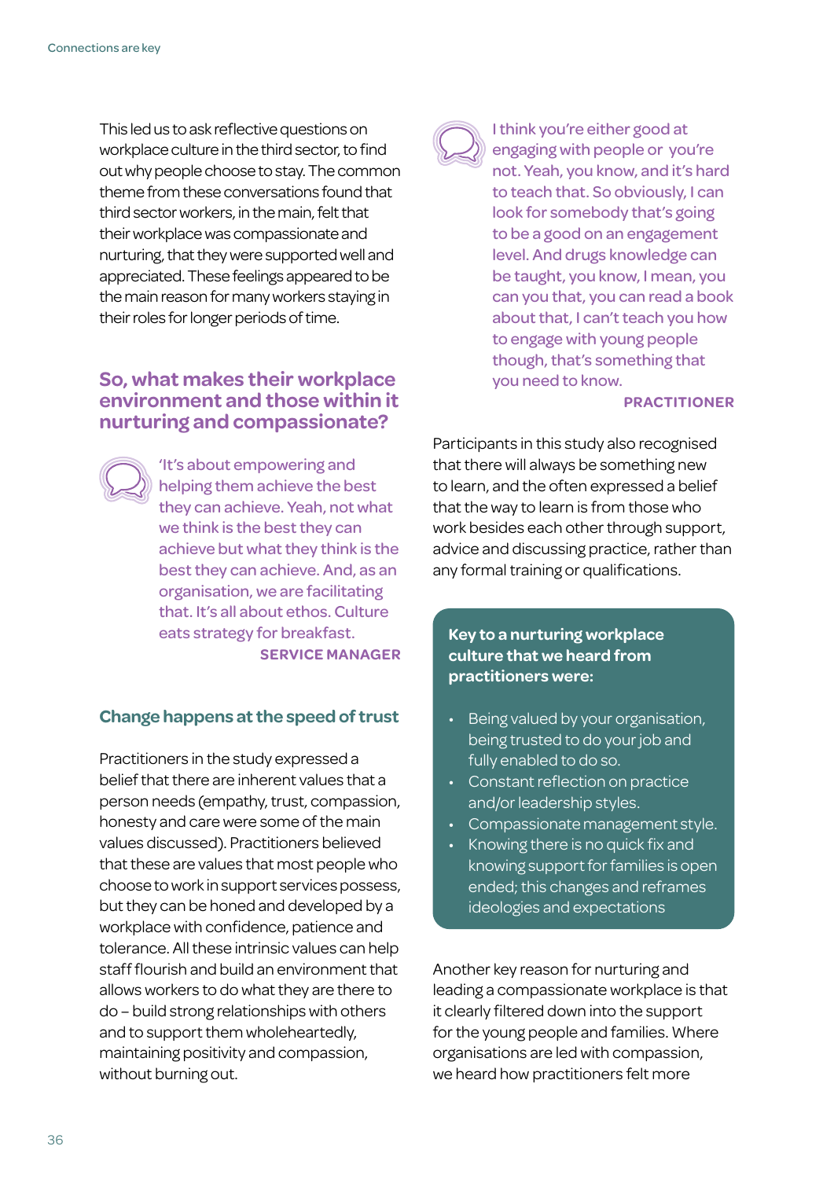This led us to ask reflective questions on workplace culture in the third sector, to find out why people choose to stay. The common theme from these conversations found that third sector workers, in the main, felt that their workplace was compassionate and nurturing, that they were supported well and appreciated. These feelings appeared to be the main reason for many workers staying in their roles for longer periods of time.

## So, what makes their workplace environment and those within it nurturing and compassionate?

> 'It's about empowering and helping them achieve the best they can achieve. Yeah, not what we think is the best they can achieve but what they think is the best they can achieve. And, as an organisation, we are facilitating that. It's all about ethos. Culture eats strategy for breakfast.
>
> **SERVICE MANAGER**

### Change happens at the speed of trust

Practitioners in the study expressed a belief that there are inherent values that a person needs (empathy, trust, compassion, honesty and care were some of the main values discussed). Practitioners believed that these are values that most people who choose to work in support services possess, but they can be honed and developed by a workplace with confidence, patience and tolerance. All these intrinsic values can help staff flourish and build an environment that allows workers to do what they are there to do – build strong relationships with others and to support them wholeheartedly, maintaining positivity and compassion, without burning out.

> I think you're either good at engaging with people or you're not. Yeah, you know, and it's hard to teach that. So obviously, I can look for somebody that's going to be a good on an engagement level. And drugs knowledge can be taught, you know, I mean, you can you that, you can read a book about that, I can't teach you how to engage with young people though, that's something that you need to know.
>
> **PRACTITIONER**

Participants in this study also recognised that there will always be something new to learn, and the often expressed a belief that the way to learn is from those who work besides each other through support, advice and discussing practice, rather than any formal training or qualifications.

**Key to a nurturing workplace culture that we heard from practitioners were:**

- Being valued by your organisation, being trusted to do your job and fully enabled to do so.
- Constant reflection on practice and/or leadership styles.
- Compassionate management style.
- Knowing there is no quick fix and knowing support for families is open ended; this changes and reframes ideologies and expectations

Another key reason for nurturing and leading a compassionate workplace is that it clearly filtered down into the support for the young people and families. Where organisations are led with compassion, we heard how practitioners felt more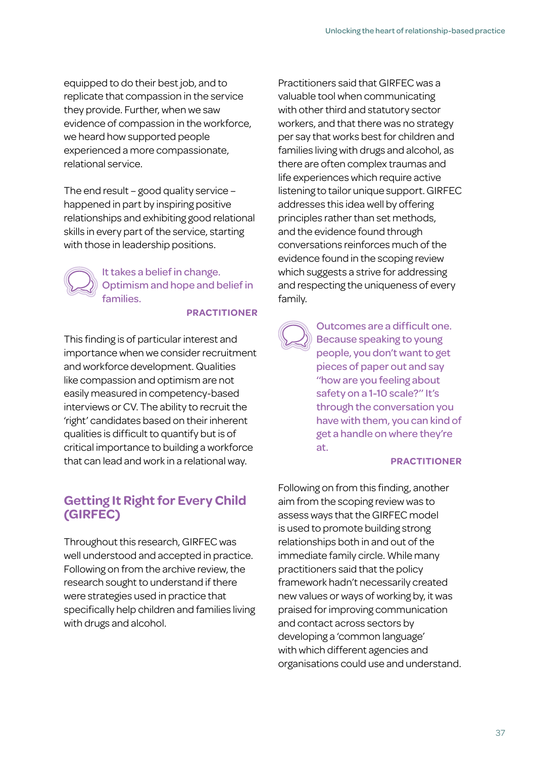equipped to do their best job, and to replicate that compassion in the service they provide. Further, when we saw evidence of compassion in the workforce, we heard how supported people experienced a more compassionate, relational service.

The end result – good quality service – happened in part by inspiring positive relationships and exhibiting good relational skills in every part of the service, starting with those in leadership positions.

> It takes a belief in change. Optimism and hope and belief in families.
>
> **PRACTITIONER**

This finding is of particular interest and importance when we consider recruitment and workforce development. Qualities like compassion and optimism are not easily measured in competency-based interviews or CV. The ability to recruit the 'right' candidates based on their inherent qualities is difficult to quantify but is of critical importance to building a workforce that can lead and work in a relational way.

## Getting It Right for Every Child (GIRFEC)

Throughout this research, GIRFEC was well understood and accepted in practice. Following on from the archive review, the research sought to understand if there were strategies used in practice that specifically help children and families living with drugs and alcohol.

Practitioners said that GIRFEC was a valuable tool when communicating with other third and statutory sector workers, and that there was no strategy per say that works best for children and families living with drugs and alcohol, as there are often complex traumas and life experiences which require active listening to tailor unique support. GIRFEC addresses this idea well by offering principles rather than set methods, and the evidence found through conversations reinforces much of the evidence found in the scoping review which suggests a strive for addressing and respecting the uniqueness of every family.

> Outcomes are a difficult one. Because speaking to young people, you don't want to get pieces of paper out and say "how are you feeling about safety on a 1-10 scale?" It's through the conversation you have with them, you can kind of get a handle on where they're at.
>
> **PRACTITIONER**

Following on from this finding, another aim from the scoping review was to assess ways that the GIRFEC model is used to promote building strong relationships both in and out of the immediate family circle. While many practitioners said that the policy framework hadn't necessarily created new values or ways of working by, it was praised for improving communication and contact across sectors by developing a 'common language' with which different agencies and organisations could use and understand.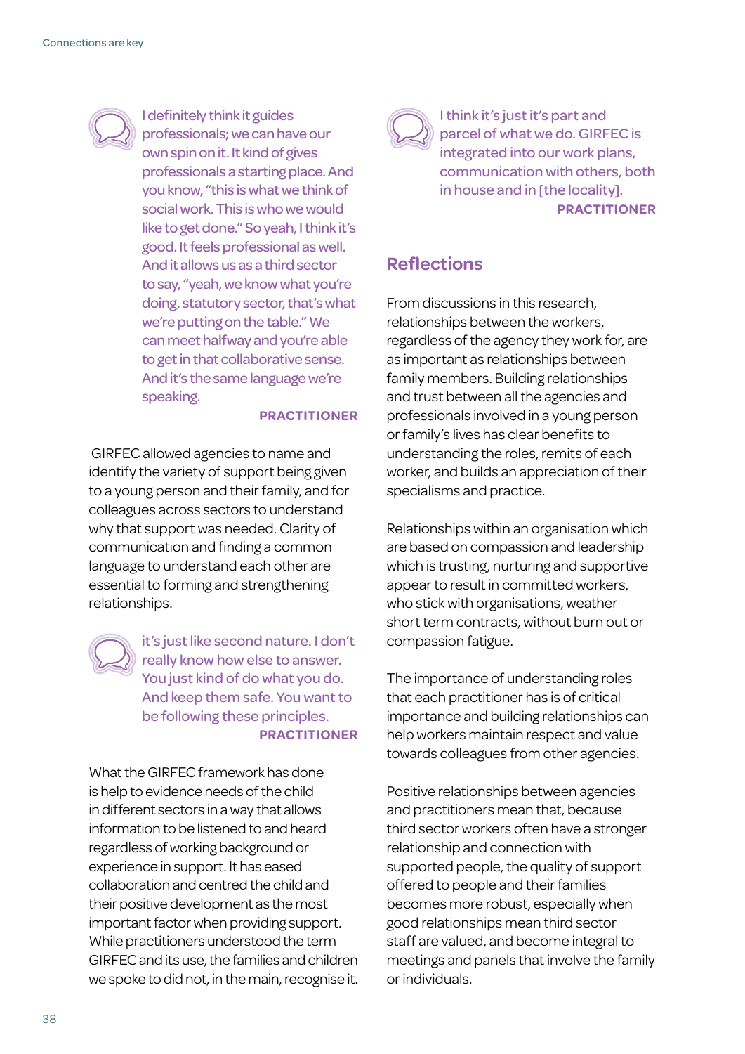I definitely think it guides professionals; we can have our own spin on it. It kind of gives professionals a starting place. And you know, "this is what we think of social work. This is who we would like to get done." So yeah, I think it's good. It feels professional as well. And it allows us as a third sector to say, "yeah, we know what you're doing, statutory sector, that's what we're putting on the table." We can meet halfway and you're able to get in that collaborative sense. And it's the same language we're speaking.

**PRACTITIONER**

GIRFEC allowed agencies to name and identify the variety of support being given to a young person and their family, and for colleagues across sectors to understand why that support was needed. Clarity of communication and finding a common language to understand each other are essential to forming and strengthening relationships.

it's just like second nature. I don't really know how else to answer. You just kind of do what you do. And keep them safe. You want to be following these principles.

**PRACTITIONER**

What the GIRFEC framework has done is help to evidence needs of the child in different sectors in a way that allows information to be listened to and heard regardless of working background or experience in support. It has eased collaboration and centred the child and their positive development as the most important factor when providing support. While practitioners understood the term GIRFEC and its use, the families and children we spoke to did not, in the main, recognise it.

I think it's just it's part and parcel of what we do. GIRFEC is integrated into our work plans, communication with others, both in house and in [the locality].

**PRACTITIONER**

## Reflections

From discussions in this research, relationships between the workers, regardless of the agency they work for, are as important as relationships between family members. Building relationships and trust between all the agencies and professionals involved in a young person or family's lives has clear benefits to understanding the roles, remits of each worker, and builds an appreciation of their specialisms and practice.

Relationships within an organisation which are based on compassion and leadership which is trusting, nurturing and supportive appear to result in committed workers, who stick with organisations, weather short term contracts, without burn out or compassion fatigue.

The importance of understanding roles that each practitioner has is of critical importance and building relationships can help workers maintain respect and value towards colleagues from other agencies.

Positive relationships between agencies and practitioners mean that, because third sector workers often have a stronger relationship and connection with supported people, the quality of support offered to people and their families becomes more robust, especially when good relationships mean third sector staff are valued, and become integral to meetings and panels that involve the family or individuals.